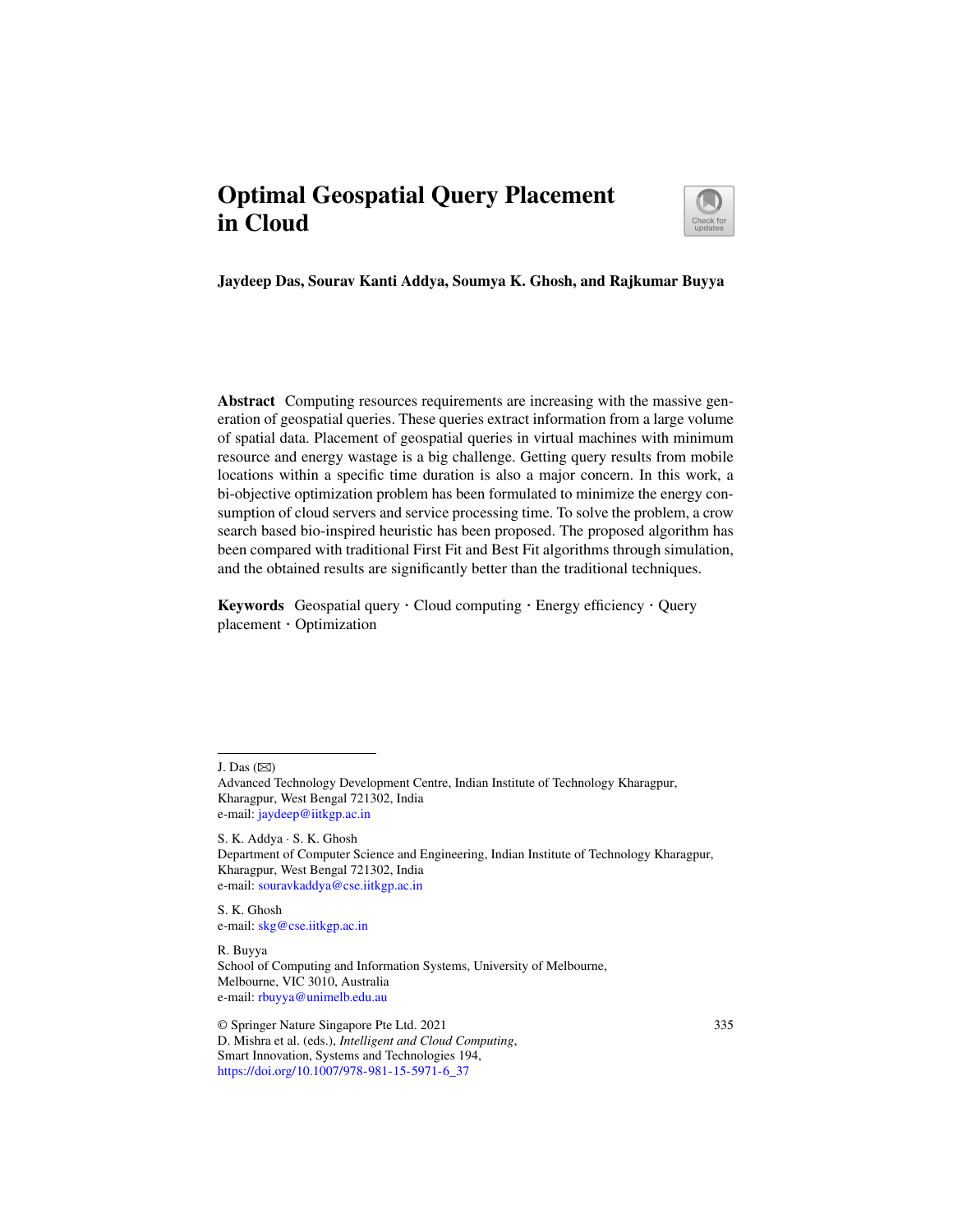# Optimal Geospatial Query Placement in Cloud

**Jaydeep Das, Sourav Kanti Addya, Soumya K. Ghosh, and Rajkumar Buyya**

**Abstract** Computing resources requirements are increasing with the massive generation of geospatial queries. These queries extract information from a large volume of spatial data. Placement of geospatial queries in virtual machines with minimum resource and energy wastage is a big challenge. Getting query results from mobile locations within a specific time duration is also a major concern. In this work, a bi-objective optimization problem has been formulated to minimize the energy consumption of cloud servers and service processing time. To solve the problem, a crow search based bio-inspired heuristic has been proposed. The proposed algorithm has been compared with traditional First Fit and Best Fit algorithms through simulation, and the obtained results are significantly better than the traditional techniques.

**Keywords** Geospatial query · Cloud computing · Energy efficiency · Query placement · Optimization

---

J. Das (✉)
Advanced Technology Development Centre, Indian Institute of Technology Kharagpur, Kharagpur, West Bengal 721302, India
e-mail: jaydeep@iitkgp.ac.in

S. K. Addya · S. K. Ghosh
Department of Computer Science and Engineering, Indian Institute of Technology Kharagpur, Kharagpur, West Bengal 721302, India
e-mail: souravkaddya@cse.iitkgp.ac.in

S. K. Ghosh
e-mail: skg@cse.iitkgp.ac.in

R. Buyya
School of Computing and Information Systems, University of Melbourne, Melbourne, VIC 3010, Australia
e-mail: rbuyya@unimelb.edu.au

© Springer Nature Singapore Pte Ltd. 2021
D. Mishra et al. (eds.), *Intelligent and Cloud Computing*, Smart Innovation, Systems and Technologies 194,
https://doi.org/10.1007/978-981-15-5971-6_37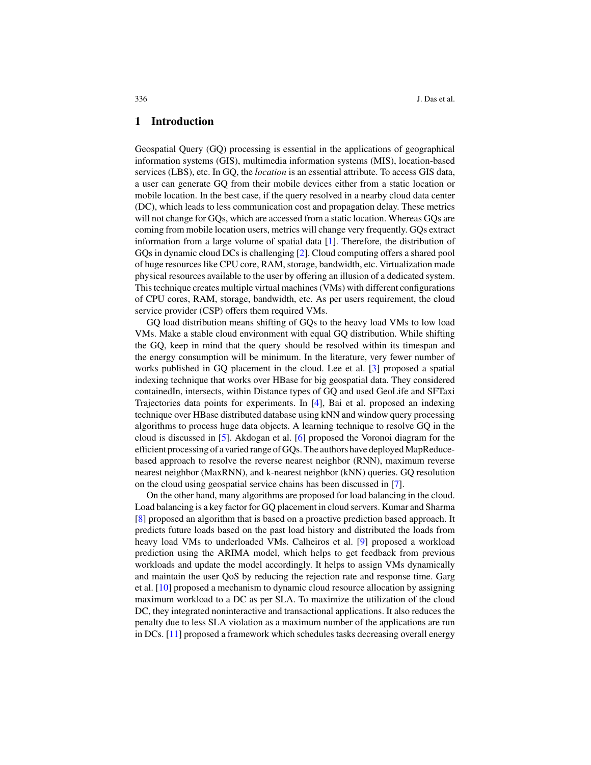## 1 Introduction

Geospatial Query (GQ) processing is essential in the applications of geographical information systems (GIS), multimedia information systems (MIS), location-based services (LBS), etc. In GQ, the *location* is an essential attribute. To access GIS data, a user can generate GQ from their mobile devices either from a static location or mobile location. In the best case, if the query resolved in a nearby cloud data center (DC), which leads to less communication cost and propagation delay. These metrics will not change for GQs, which are accessed from a static location. Whereas GQs are coming from mobile location users, metrics will change very frequently. GQs extract information from a large volume of spatial data [1]. Therefore, the distribution of GQs in dynamic cloud DCs is challenging [2]. Cloud computing offers a shared pool of huge resources like CPU core, RAM, storage, bandwidth, etc. Virtualization made physical resources available to the user by offering an illusion of a dedicated system. This technique creates multiple virtual machines (VMs) with different configurations of CPU cores, RAM, storage, bandwidth, etc. As per users requirement, the cloud service provider (CSP) offers them required VMs.

GQ load distribution means shifting of GQs to the heavy load VMs to low load VMs. Make a stable cloud environment with equal GQ distribution. While shifting the GQ, keep in mind that the query should be resolved within its timespan and the energy consumption will be minimum. In the literature, very fewer number of works published in GQ placement in the cloud. Lee et al. [3] proposed a spatial indexing technique that works over HBase for big geospatial data. They considered containedIn, intersects, within Distance types of GQ and used GeoLife and SFTaxi Trajectories data points for experiments. In [4], Bai et al. proposed an indexing technique over HBase distributed database using kNN and window query processing algorithms to process huge data objects. A learning technique to resolve GQ in the cloud is discussed in [5]. Akdogan et al. [6] proposed the Voronoi diagram for the efficient processing of a varied range of GQs. The authors have deployed MapReduce-based approach to resolve the reverse nearest neighbor (RNN), maximum reverse nearest neighbor (MaxRNN), and k-nearest neighbor (kNN) queries. GQ resolution on the cloud using geospatial service chains has been discussed in [7].

On the other hand, many algorithms are proposed for load balancing in the cloud. Load balancing is a key factor for GQ placement in cloud servers. Kumar and Sharma [8] proposed an algorithm that is based on a proactive prediction based approach. It predicts future loads based on the past load history and distributed the loads from heavy load VMs to underloaded VMs. Calheiros et al. [9] proposed a workload prediction using the ARIMA model, which helps to get feedback from previous workloads and update the model accordingly. It helps to assign VMs dynamically and maintain the user QoS by reducing the rejection rate and response time. Garg et al. [10] proposed a mechanism to dynamic cloud resource allocation by assigning maximum workload to a DC as per SLA. To maximize the utilization of the cloud DC, they integrated noninteractive and transactional applications. It also reduces the penalty due to less SLA violation as a maximum number of the applications are run in DCs. [11] proposed a framework which schedules tasks decreasing overall energy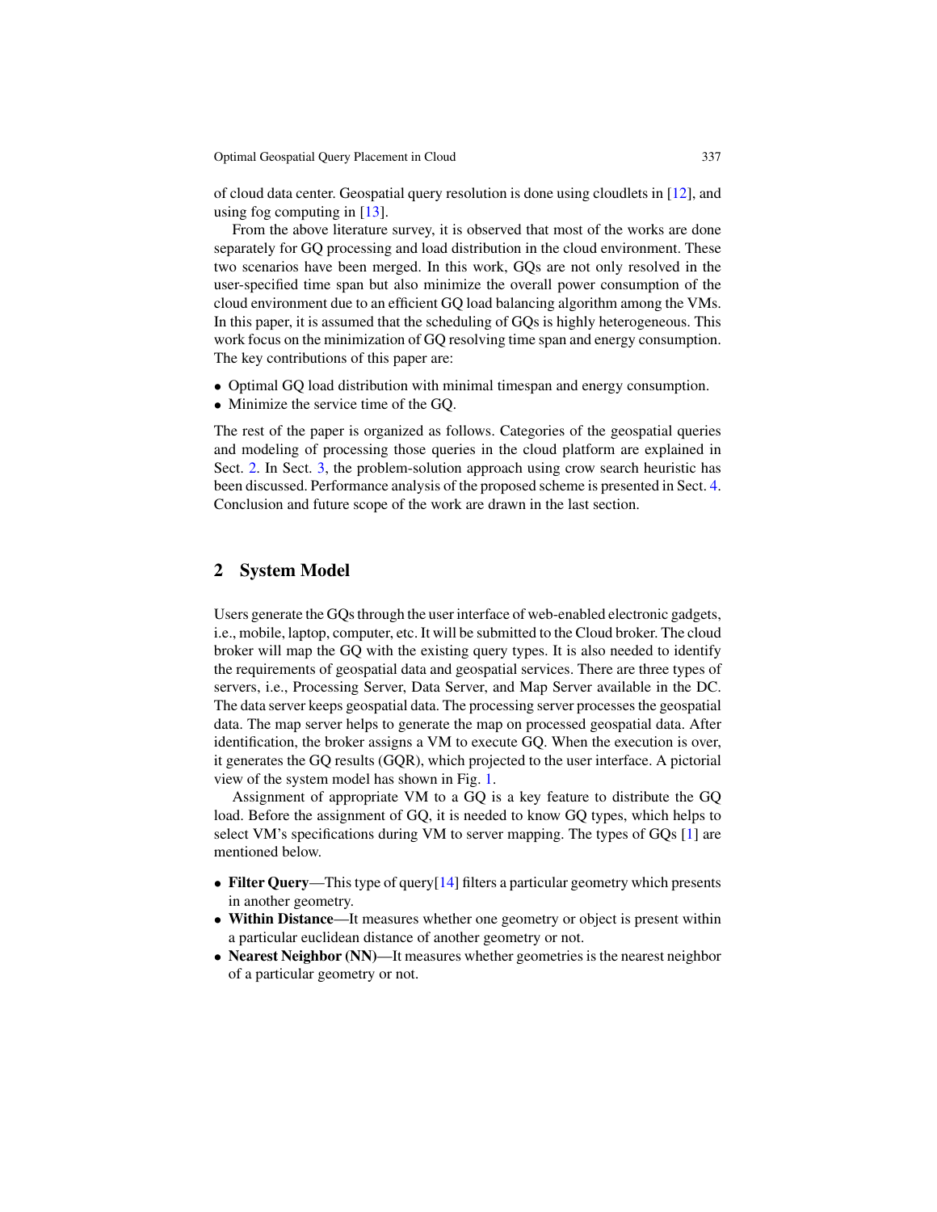of cloud data center. Geospatial query resolution is done using cloudlets in [12], and using fog computing in [13].

From the above literature survey, it is observed that most of the works are done separately for GQ processing and load distribution in the cloud environment. These two scenarios have been merged. In this work, GQs are not only resolved in the user-specified time span but also minimize the overall power consumption of the cloud environment due to an efficient GQ load balancing algorithm among the VMs. In this paper, it is assumed that the scheduling of GQs is highly heterogeneous. This work focus on the minimization of GQ resolving time span and energy consumption. The key contributions of this paper are:

- Optimal GQ load distribution with minimal timespan and energy consumption.
- Minimize the service time of the GQ.

The rest of the paper is organized as follows. Categories of the geospatial queries and modeling of processing those queries in the cloud platform are explained in Sect. 2. In Sect. 3, the problem-solution approach using crow search heuristic has been discussed. Performance analysis of the proposed scheme is presented in Sect. 4. Conclusion and future scope of the work are drawn in the last section.

## 2 System Model

Users generate the GQs through the user interface of web-enabled electronic gadgets, i.e., mobile, laptop, computer, etc. It will be submitted to the Cloud broker. The cloud broker will map the GQ with the existing query types. It is also needed to identify the requirements of geospatial data and geospatial services. There are three types of servers, i.e., Processing Server, Data Server, and Map Server available in the DC. The data server keeps geospatial data. The processing server processes the geospatial data. The map server helps to generate the map on processed geospatial data. After identification, the broker assigns a VM to execute GQ. When the execution is over, it generates the GQ results (GQR), which projected to the user interface. A pictorial view of the system model has shown in Fig. 1.

Assignment of appropriate VM to a GQ is a key feature to distribute the GQ load. Before the assignment of GQ, it is needed to know GQ types, which helps to select VM's specifications during VM to server mapping. The types of GQs [1] are mentioned below.

- **Filter Query**—This type of query[14] filters a particular geometry which presents in another geometry.
- **Within Distance**—It measures whether one geometry or object is present within a particular euclidean distance of another geometry or not.
- **Nearest Neighbor (NN)**—It measures whether geometries is the nearest neighbor of a particular geometry or not.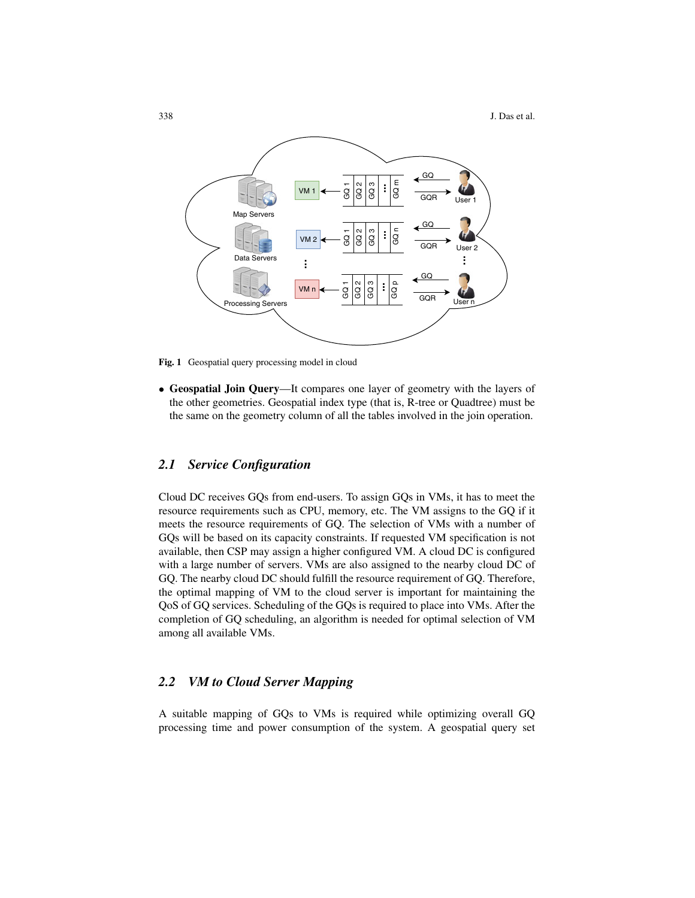Fig. 1 Geospatial query processing model in cloud

- **Geospatial Join Query**—It compares one layer of geometry with the layers of the other geometries. Geospatial index type (that is, R-tree or Quadtree) must be the same on the geometry column of all the tables involved in the join operation.

## 2.1 Service Configuration

Cloud DC receives GQs from end-users. To assign GQs in VMs, it has to meet the resource requirements such as CPU, memory, etc. The VM assigns to the GQ if it meets the resource requirements of GQ. The selection of VMs with a number of GQs will be based on its capacity constraints. If requested VM specification is not available, then CSP may assign a higher configured VM. A cloud DC is configured with a large number of servers. VMs are also assigned to the nearby cloud DC of GQ. The nearby cloud DC should fulfill the resource requirement of GQ. Therefore, the optimal mapping of VM to the cloud server is important for maintaining the QoS of GQ services. Scheduling of the GQs is required to place into VMs. After the completion of GQ scheduling, an algorithm is needed for optimal selection of VM among all available VMs.

## 2.2 VM to Cloud Server Mapping

A suitable mapping of GQs to VMs is required while optimizing overall GQ processing time and power consumption of the system. A geospatial query set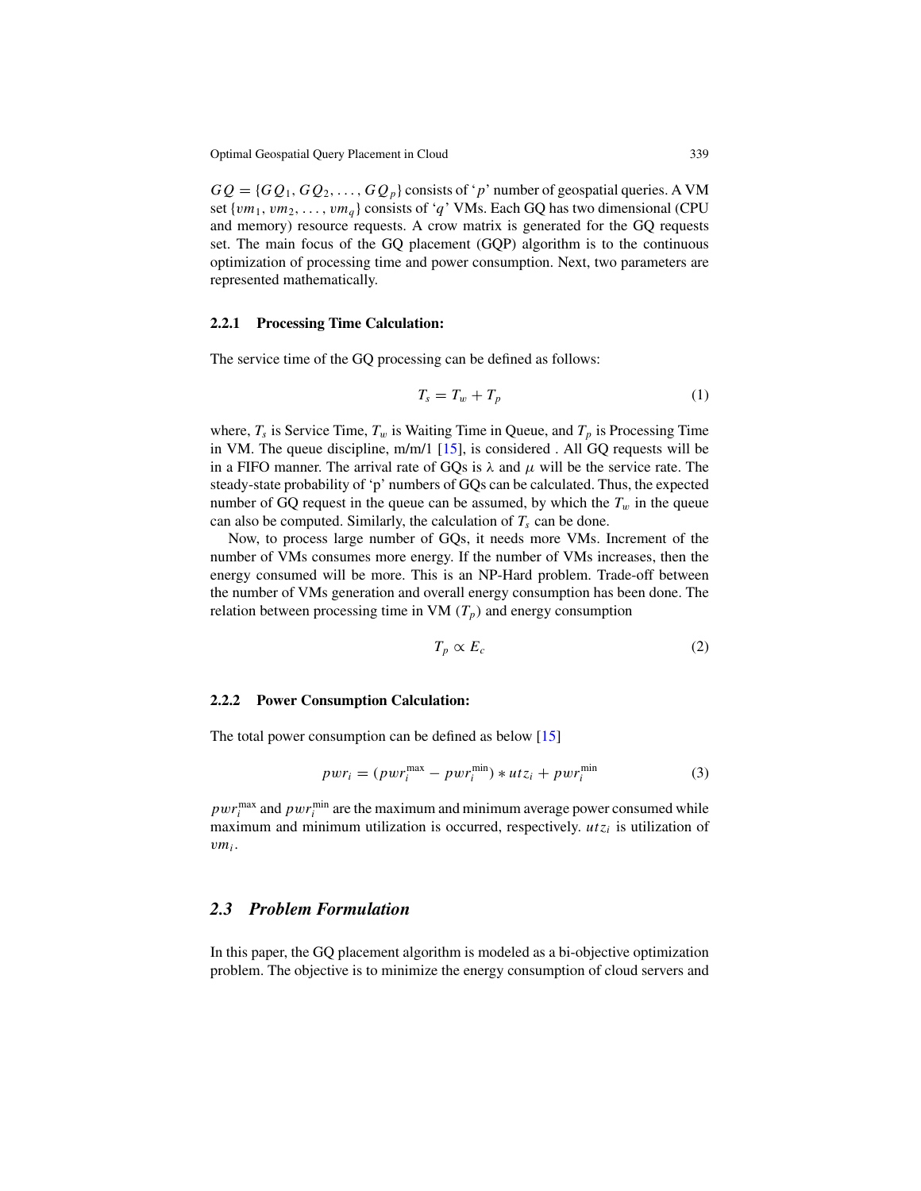$GQ = \{GQ_1, GQ_2, \ldots, GQ_p\}$ consists of '$p$' number of geospatial queries. A VM set $\{vm_1, vm_2, \ldots, vm_q\}$ consists of '$q$' VMs. Each GQ has two dimensional (CPU and memory) resource requests. A crow matrix is generated for the GQ requests set. The main focus of the GQ placement (GQP) algorithm is to the continuous optimization of processing time and power consumption. Next, two parameters are represented mathematically.

### 2.2.1 Processing Time Calculation:

The service time of the GQ processing can be defined as follows:

$$T_s = T_w + T_p \tag{1}$$

where, $T_s$ is Service Time, $T_w$ is Waiting Time in Queue, and $T_p$ is Processing Time in VM. The queue discipline, m/m/1 [15], is considered . All GQ requests will be in a FIFO manner. The arrival rate of GQs is $\lambda$ and $\mu$ will be the service rate. The steady-state probability of 'p' numbers of GQs can be calculated. Thus, the expected number of GQ request in the queue can be assumed, by which the $T_w$ in the queue can also be computed. Similarly, the calculation of $T_s$ can be done.

Now, to process large number of GQs, it needs more VMs. Increment of the number of VMs consumes more energy. If the number of VMs increases, then the energy consumed will be more. This is an NP-Hard problem. Trade-off between the number of VMs generation and overall energy consumption has been done. The relation between processing time in VM ($T_p$) and energy consumption

$$T_p \propto E_c \tag{2}$$

### 2.2.2 Power Consumption Calculation:

The total power consumption can be defined as below [15]

$$pwr_i = (pwr_i^{\max} - pwr_i^{\min}) * utz_i + pwr_i^{\min} \tag{3}$$

$pwr_i^{\max}$ and $pwr_i^{\min}$ are the maximum and minimum average power consumed while maximum and minimum utilization is occurred, respectively. $utz_i$ is utilization of $vm_i$.

## 2.3 Problem Formulation

In this paper, the GQ placement algorithm is modeled as a bi-objective optimization problem. The objective is to minimize the energy consumption of cloud servers and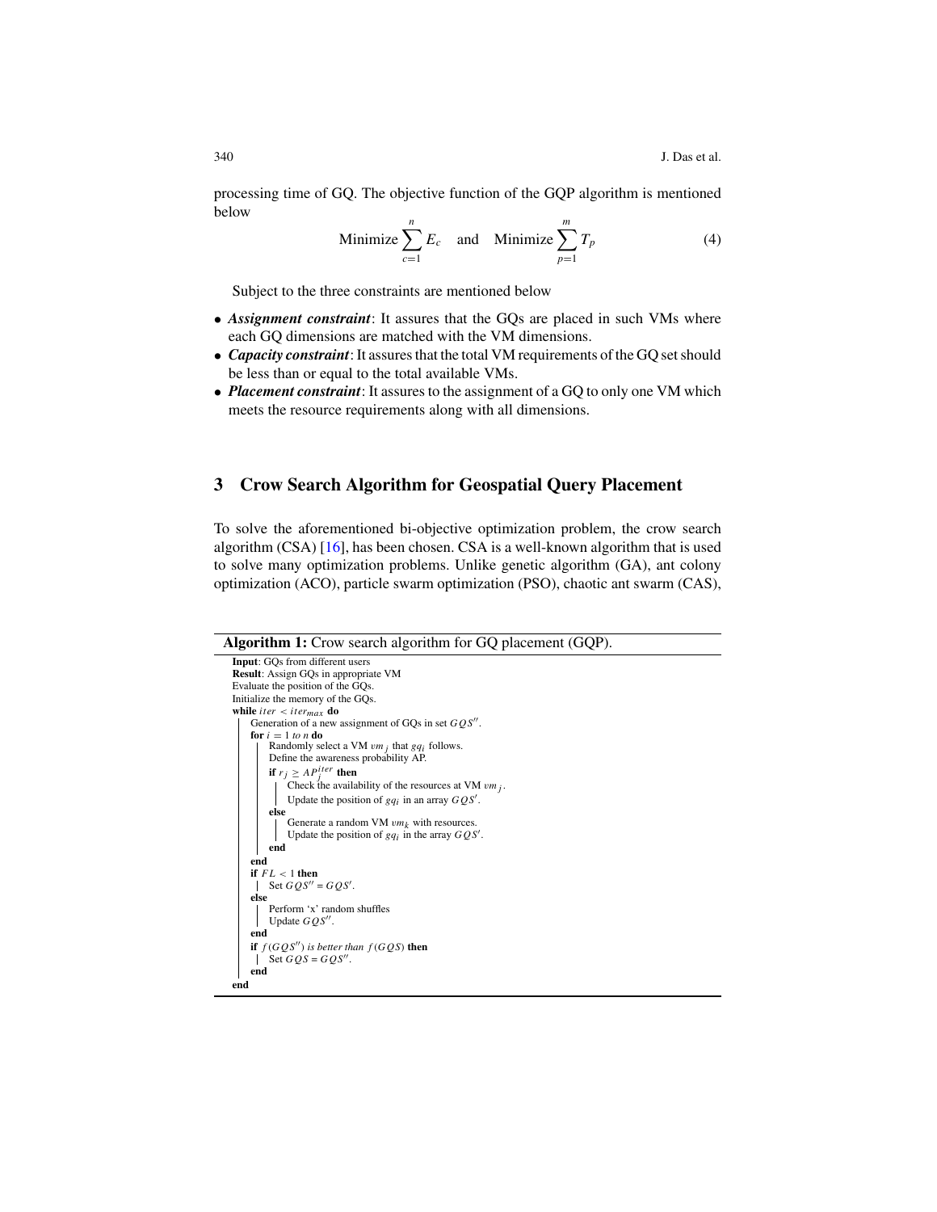processing time of GQ. The objective function of the GQP algorithm is mentioned below

$$\text{Minimize} \sum_{c=1}^{n} E_c \quad \text{and} \quad \text{Minimize} \sum_{p=1}^{m} T_p \tag{4}$$

Subject to the three constraints are mentioned below

- ***Assignment constraint***: It assures that the GQs are placed in such VMs where each GQ dimensions are matched with the VM dimensions.
- ***Capacity constraint***: It assures that the total VM requirements of the GQ set should be less than or equal to the total available VMs.
- ***Placement constraint***: It assures to the assignment of a GQ to only one VM which meets the resource requirements along with all dimensions.

## 3 Crow Search Algorithm for Geospatial Query Placement

To solve the aforementioned bi-objective optimization problem, the crow search algorithm (CSA) [16], has been chosen. CSA is a well-known algorithm that is used to solve many optimization problems. Unlike genetic algorithm (GA), ant colony optimization (ACO), particle swarm optimization (PSO), chaotic ant swarm (CAS),

**Algorithm 1:** Crow search algorithm for GQ placement (GQP).

```
Input: GQs from different users
Result: Assign GQs in appropriate VM
Evaluate the position of the GQs.
Initialize the memory of the GQs.
while iter < iter_max do
    Generation of a new assignment of GQs in set GQS''.
    for i = 1 to n do
        Randomly select a VM vm_j that gq_i follows.
        Define the awareness probability AP.
        if r_j >= AP_j^iter then
            Check the availability of the resources at VM vm_j.
            Update the position of gq_i in an array GQS'.
        else
            Generate a random VM vm_k with resources.
            Update the position of gq_i in the array GQS'.
        end
    end
    if FL < 1 then
        Set GQS'' = GQS'.
    else
        Perform 'x' random shuffles
        Update GQS''.
    end
    if f(GQS'') is better than f(GQS) then
        Set GQS = GQS''.
    end
end
```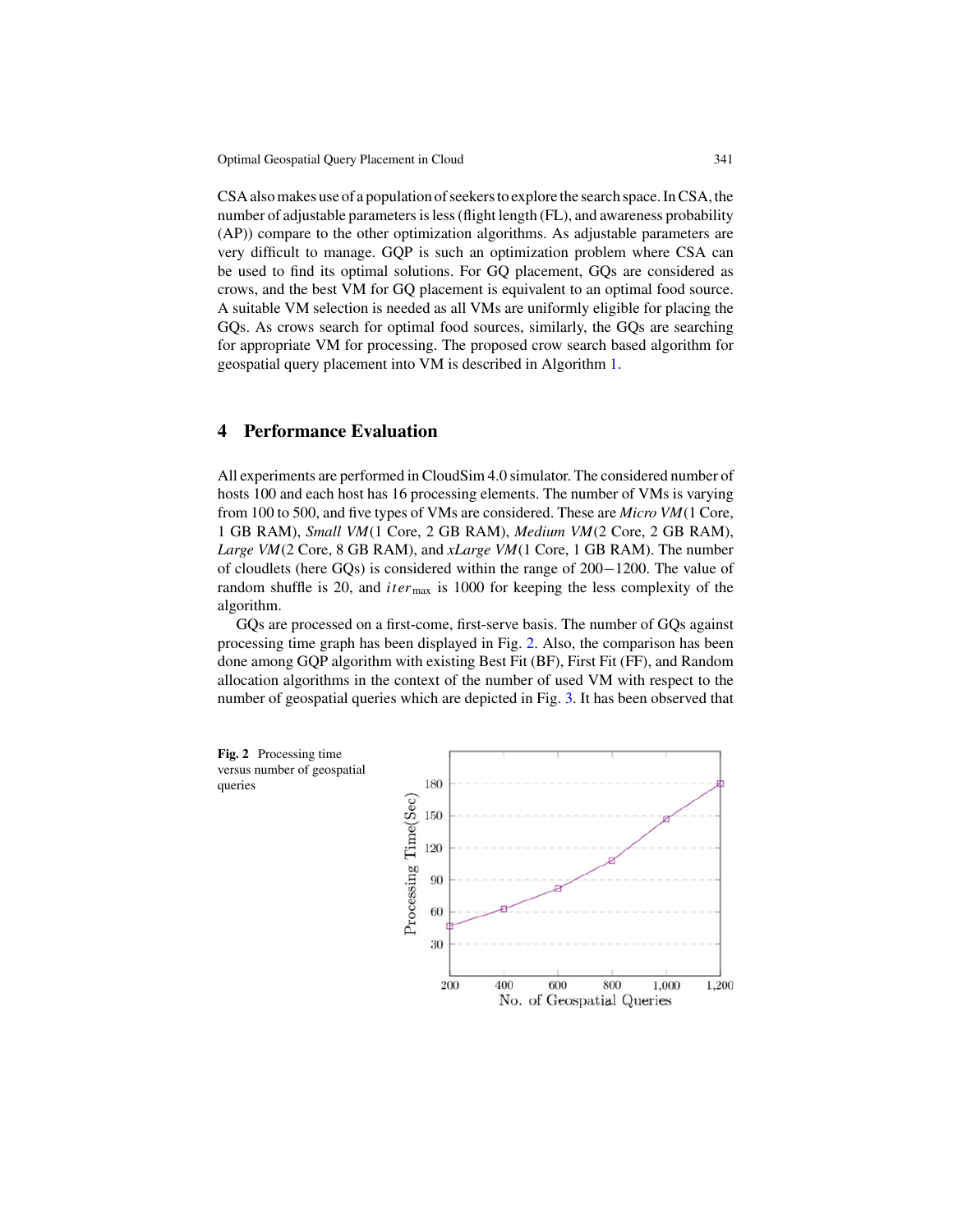CSA also makes use of a population of seekers to explore the search space. In CSA, the number of adjustable parameters is less (flight length (FL), and awareness probability (AP)) compare to the other optimization algorithms. As adjustable parameters are very difficult to manage. GQP is such an optimization problem where CSA can be used to find its optimal solutions. For GQ placement, GQs are considered as crows, and the best VM for GQ placement is equivalent to an optimal food source. A suitable VM selection is needed as all VMs are uniformly eligible for placing the GQs. As crows search for optimal food sources, similarly, the GQs are searching for appropriate VM for processing. The proposed crow search based algorithm for geospatial query placement into VM is described in Algorithm 1.

## 4 Performance Evaluation

All experiments are performed in CloudSim 4.0 simulator. The considered number of hosts 100 and each host has 16 processing elements. The number of VMs is varying from 100 to 500, and five types of VMs are considered. These are *Micro VM*(1 Core, 1 GB RAM), *Small VM*(1 Core, 2 GB RAM), *Medium VM*(2 Core, 2 GB RAM), *Large VM*(2 Core, 8 GB RAM), and *xLarge VM*(1 Core, 1 GB RAM). The number of cloudlets (here GQs) is considered within the range of 200−1200. The value of random shuffle is 20, and $iter_{\max}$ is 1000 for keeping the less complexity of the algorithm.

GQs are processed on a first-come, first-serve basis. The number of GQs against processing time graph has been displayed in Fig. 2. Also, the comparison has been done among GQP algorithm with existing Best Fit (BF), First Fit (FF), and Random allocation algorithms in the context of the number of used VM with respect to the number of geospatial queries which are depicted in Fig. 3. It has been observed that

**Fig. 2** Processing time versus number of geospatial queries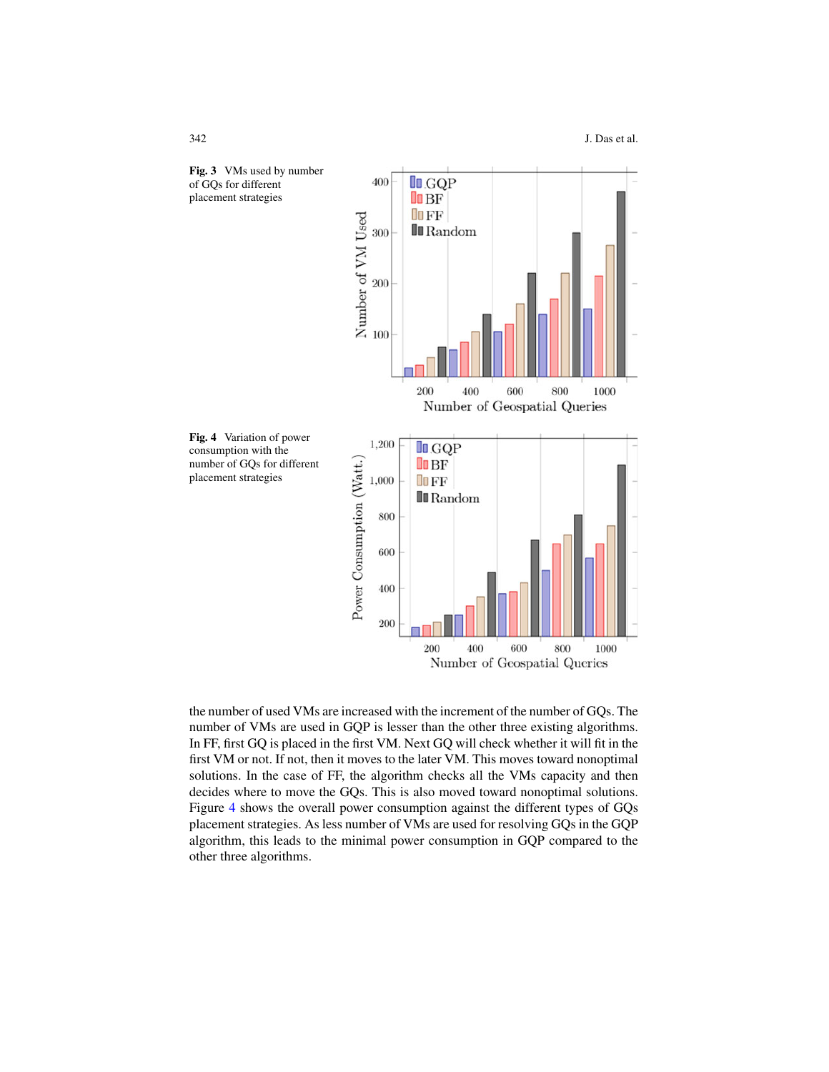**Fig. 3** VMs used by number of GQs for different placement strategies

**Fig. 4** Variation of power consumption with the number of GQs for different placement strategies

the number of used VMs are increased with the increment of the number of GQs. The number of VMs are used in GQP is lesser than the other three existing algorithms. In FF, first GQ is placed in the first VM. Next GQ will check whether it will fit in the first VM or not. If not, then it moves to the later VM. This moves toward nonoptimal solutions. In the case of FF, the algorithm checks all the VMs capacity and then decides where to move the GQs. This is also moved toward nonoptimal solutions. Figure 4 shows the overall power consumption against the different types of GQs placement strategies. As less number of VMs are used for resolving GQs in the GQP algorithm, this leads to the minimal power consumption in GQP compared to the other three algorithms.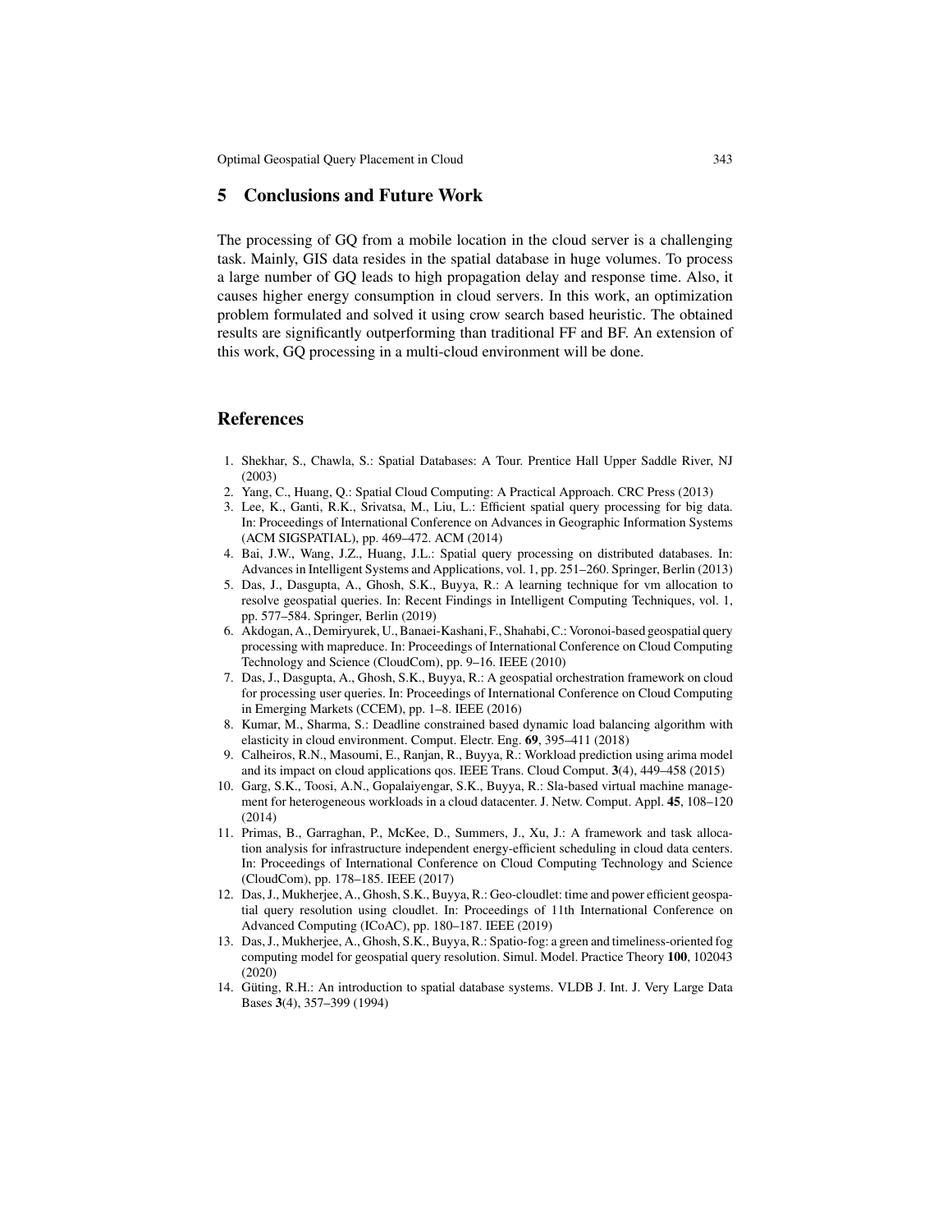## 5 Conclusions and Future Work

The processing of GQ from a mobile location in the cloud server is a challenging task. Mainly, GIS data resides in the spatial database in huge volumes. To process a large number of GQ leads to high propagation delay and response time. Also, it causes higher energy consumption in cloud servers. In this work, an optimization problem formulated and solved it using crow search based heuristic. The obtained results are significantly outperforming than traditional FF and BF. An extension of this work, GQ processing in a multi-cloud environment will be done.

## References

1. Shekhar, S., Chawla, S.: Spatial Databases: A Tour. Prentice Hall Upper Saddle River, NJ (2003)
2. Yang, C., Huang, Q.: Spatial Cloud Computing: A Practical Approach. CRC Press (2013)
3. Lee, K., Ganti, R.K., Srivatsa, M., Liu, L.: Efficient spatial query processing for big data. In: Proceedings of International Conference on Advances in Geographic Information Systems (ACM SIGSPATIAL), pp. 469–472. ACM (2014)
4. Bai, J.W., Wang, J.Z., Huang, J.L.: Spatial query processing on distributed databases. In: Advances in Intelligent Systems and Applications, vol. 1, pp. 251–260. Springer, Berlin (2013)
5. Das, J., Dasgupta, A., Ghosh, S.K., Buyya, R.: A learning technique for vm allocation to resolve geospatial queries. In: Recent Findings in Intelligent Computing Techniques, vol. 1, pp. 577–584. Springer, Berlin (2019)
6. Akdogan, A., Demiryurek, U., Banaei-Kashani, F., Shahabi, C.: Voronoi-based geospatial query processing with mapreduce. In: Proceedings of International Conference on Cloud Computing Technology and Science (CloudCom), pp. 9–16. IEEE (2010)
7. Das, J., Dasgupta, A., Ghosh, S.K., Buyya, R.: A geospatial orchestration framework on cloud for processing user queries. In: Proceedings of International Conference on Cloud Computing in Emerging Markets (CCEM), pp. 1–8. IEEE (2016)
8. Kumar, M., Sharma, S.: Deadline constrained based dynamic load balancing algorithm with elasticity in cloud environment. Comput. Electr. Eng. **69**, 395–411 (2018)
9. Calheiros, R.N., Masoumi, E., Ranjan, R., Buyya, R.: Workload prediction using arima model and its impact on cloud applications qos. IEEE Trans. Cloud Comput. **3**(4), 449–458 (2015)
10. Garg, S.K., Toosi, A.N., Gopalaiyengar, S.K., Buyya, R.: Sla-based virtual machine management for heterogeneous workloads in a cloud datacenter. J. Netw. Comput. Appl. **45**, 108–120 (2014)
11. Primas, B., Garraghan, P., McKee, D., Summers, J., Xu, J.: A framework and task allocation analysis for infrastructure independent energy-efficient scheduling in cloud data centers. In: Proceedings of International Conference on Cloud Computing Technology and Science (CloudCom), pp. 178–185. IEEE (2017)
12. Das, J., Mukherjee, A., Ghosh, S.K., Buyya, R.: Geo-cloudlet: time and power efficient geospatial query resolution using cloudlet. In: Proceedings of 11th International Conference on Advanced Computing (ICoAC), pp. 180–187. IEEE (2019)
13. Das, J., Mukherjee, A., Ghosh, S.K., Buyya, R.: Spatio-fog: a green and timeliness-oriented fog computing model for geospatial query resolution. Simul. Model. Practice Theory **100**, 102043 (2020)
14. Güting, R.H.: An introduction to spatial database systems. VLDB J. Int. J. Very Large Data Bases **3**(4), 357–399 (1994)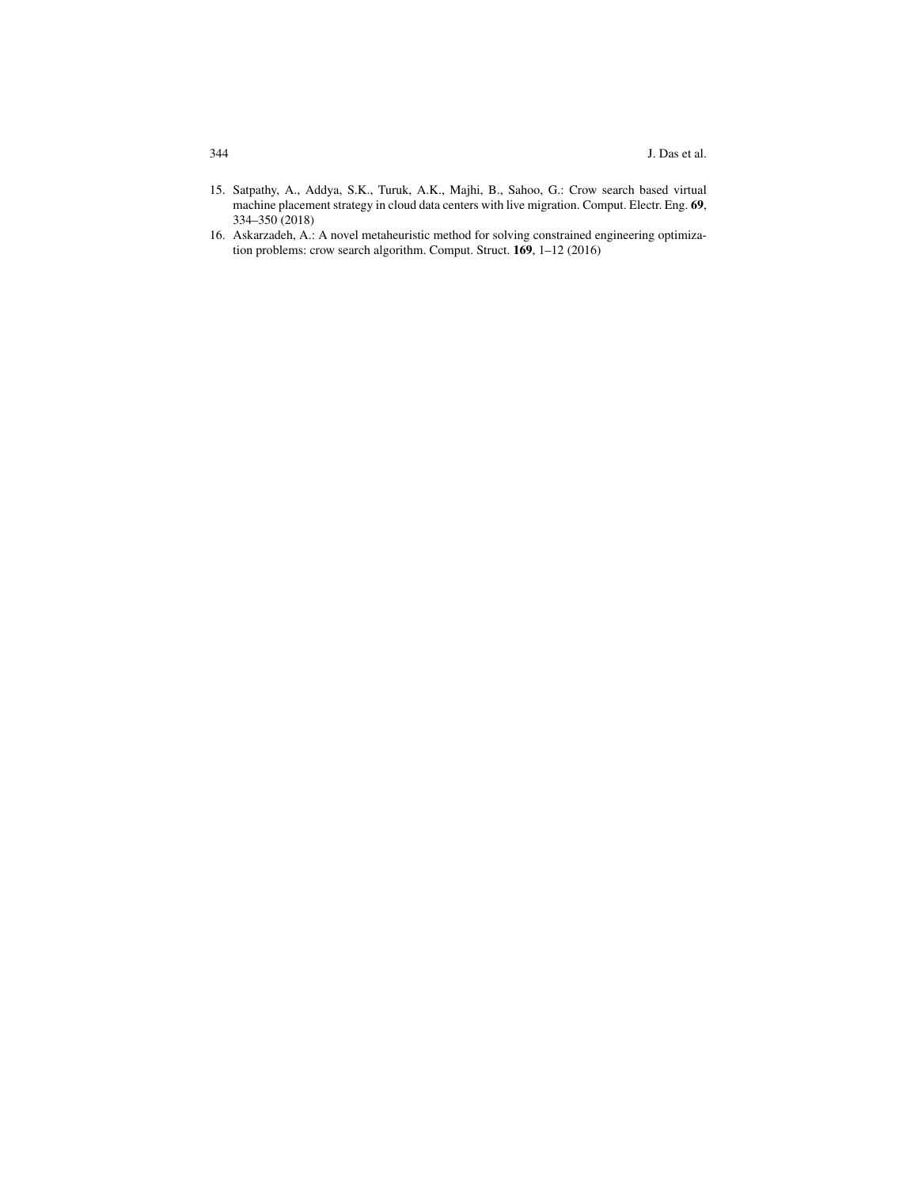15. Satpathy, A., Addya, S.K., Turuk, A.K., Majhi, B., Sahoo, G.: Crow search based virtual machine placement strategy in cloud data centers with live migration. Comput. Electr. Eng. **69**, 334–350 (2018)
16. Askarzadeh, A.: A novel metaheuristic method for solving constrained engineering optimization problems: crow search algorithm. Comput. Struct. **169**, 1–12 (2016)